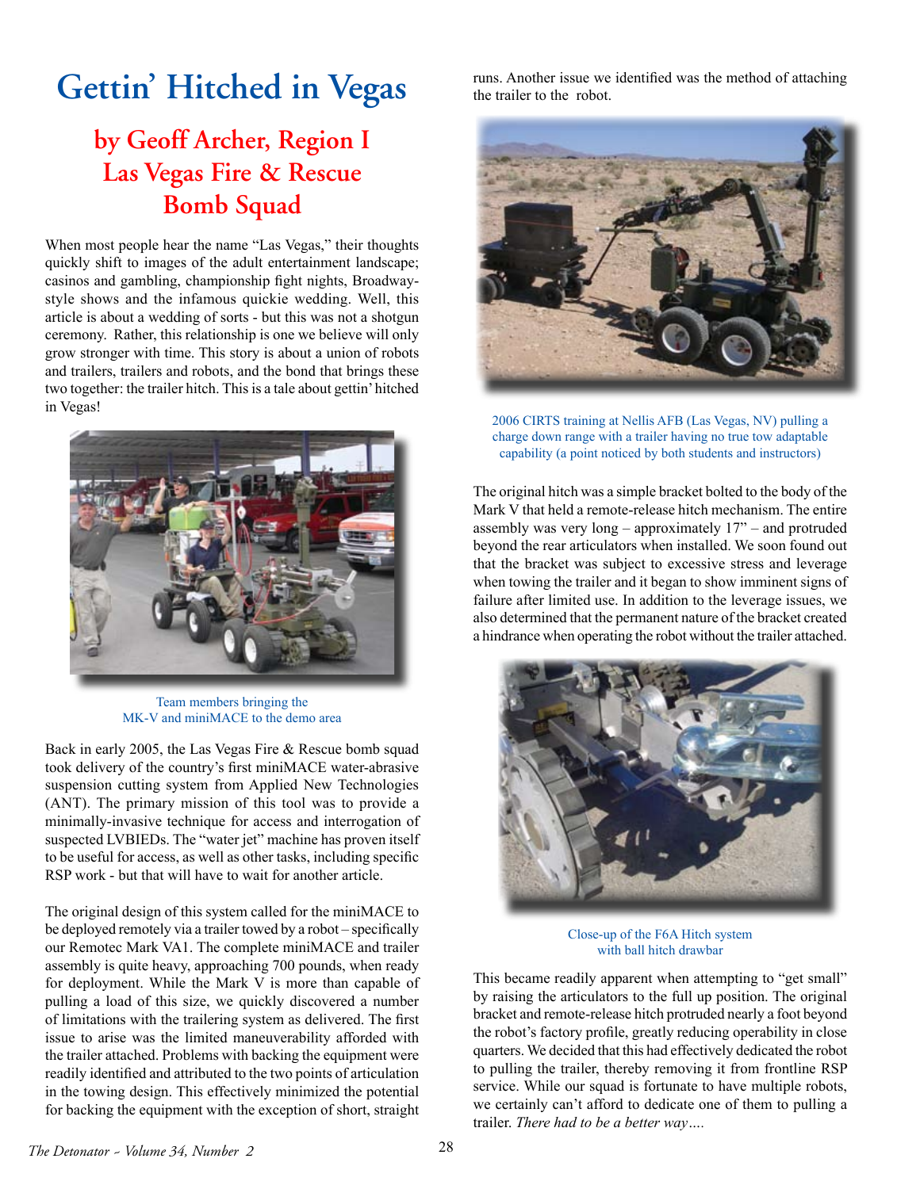# Gettin' Hitched in Vegas

## by Geoff Archer, Region I
## Las Vegas Fire & Rescue
## Bomb Squad

When most people hear the name "Las Vegas," their thoughts quickly shift to images of the adult entertainment landscape; casinos and gambling, championship fight nights, Broadway-style shows and the infamous quickie wedding. Well, this article is about a wedding of sorts - but this was not a shotgun ceremony. Rather, this relationship is one we believe will only grow stronger with time. This story is about a union of robots and trailers, trailers and robots, and the bond that brings these two together: the trailer hitch. This is a tale about gettin' hitched in Vegas!

Team members bringing the MK-V and miniMACE to the demo area

Back in early 2005, the Las Vegas Fire & Rescue bomb squad took delivery of the country's first miniMACE water-abrasive suspension cutting system from Applied New Technologies (ANT). The primary mission of this tool was to provide a minimally-invasive technique for access and interrogation of suspected LVBIEDs. The "water jet" machine has proven itself to be useful for access, as well as other tasks, including specific RSP work - but that will have to wait for another article.

The original design of this system called for the miniMACE to be deployed remotely via a trailer towed by a robot – specifically our Remotec Mark VA1. The complete miniMACE and trailer assembly is quite heavy, approaching 700 pounds, when ready for deployment. While the Mark V is more than capable of pulling a load of this size, we quickly discovered a number of limitations with the trailering system as delivered. The first issue to arise was the limited maneuverability afforded with the trailer attached. Problems with backing the equipment were readily identified and attributed to the two points of articulation in the towing design. This effectively minimized the potential for backing the equipment with the exception of short, straight runs. Another issue we identified was the method of attaching the trailer to the robot.

2006 CIRTS training at Nellis AFB (Las Vegas, NV) pulling a charge down range with a trailer having no true tow adaptable capability (a point noticed by both students and instructors)

The original hitch was a simple bracket bolted to the body of the Mark V that held a remote-release hitch mechanism. The entire assembly was very long – approximately 17" – and protruded beyond the rear articulators when installed. We soon found out that the bracket was subject to excessive stress and leverage when towing the trailer and it began to show imminent signs of failure after limited use. In addition to the leverage issues, we also determined that the permanent nature of the bracket created a hindrance when operating the robot without the trailer attached.

Close-up of the F6A Hitch system with ball hitch drawbar

This became readily apparent when attempting to "get small" by raising the articulators to the full up position. The original bracket and remote-release hitch protruded nearly a foot beyond the robot's factory profile, greatly reducing operability in close quarters. We decided that this had effectively dedicated the robot to pulling the trailer, thereby removing it from frontline RSP service. While our squad is fortunate to have multiple robots, we certainly can't afford to dedicate one of them to pulling a trailer. *There had to be a better way….*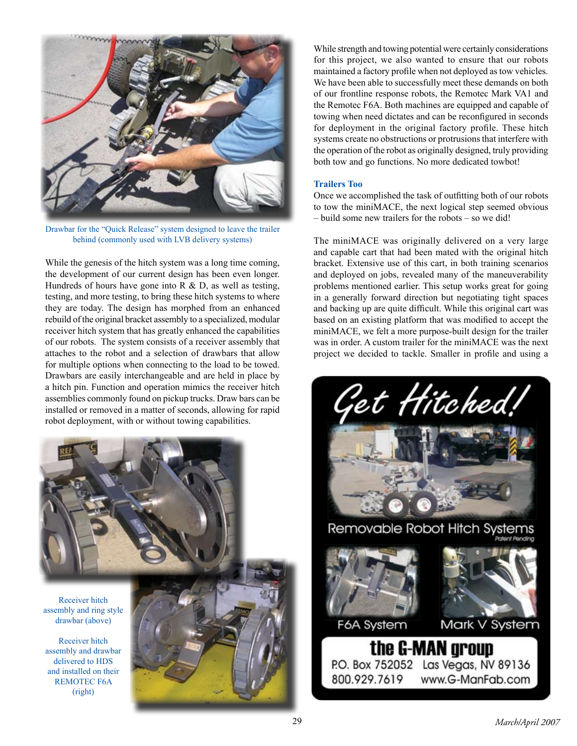Drawbar for the "Quick Release" system designed to leave the trailer behind (commonly used with LVB delivery systems)

While the genesis of the hitch system was a long time coming, the development of our current design has been even longer. Hundreds of hours have gone into R & D, as well as testing, testing, and more testing, to bring these hitch systems to where they are today. The design has morphed from an enhanced rebuild of the original bracket assembly to a specialized, modular receiver hitch system that has greatly enhanced the capabilities of our robots. The system consists of a receiver assembly that attaches to the robot and a selection of drawbars that allow for multiple options when connecting to the load to be towed. Drawbars are easily interchangeable and are held in place by a hitch pin. Function and operation mimics the receiver hitch assemblies commonly found on pickup trucks. Draw bars can be installed or removed in a matter of seconds, allowing for rapid robot deployment, with or without towing capabilities.

Receiver hitch assembly and ring style drawbar (above)

Receiver hitch assembly and drawbar delivered to HDS and installed on their REMOTEC F6A (right)

While strength and towing potential were certainly considerations for this project, we also wanted to ensure that our robots maintained a factory profile when not deployed as tow vehicles. We have been able to successfully meet these demands on both of our frontline response robots, the Remotec Mark VA1 and the Remotec F6A. Both machines are equipped and capable of towing when need dictates and can be reconfigured in seconds for deployment in the original factory profile. These hitch systems create no obstructions or protrusions that interfere with the operation of the robot as originally designed, truly providing both tow and go functions. No more dedicated towbot!

### Trailers Too

Once we accomplished the task of outfitting both of our robots to tow the miniMACE, the next logical step seemed obvious – build some new trailers for the robots – so we did!

The miniMACE was originally delivered on a very large and capable cart that had been mated with the original hitch bracket. Extensive use of this cart, in both training scenarios and deployed on jobs, revealed many of the maneuverability problems mentioned earlier. This setup works great for going in a generally forward direction but negotiating tight spaces and backing up are quite difficult. While this original cart was based on an existing platform that was modified to accept the miniMACE, we felt a more purpose-built design for the trailer was in order. A custom trailer for the miniMACE was the next project we decided to tackle. Smaller in profile and using a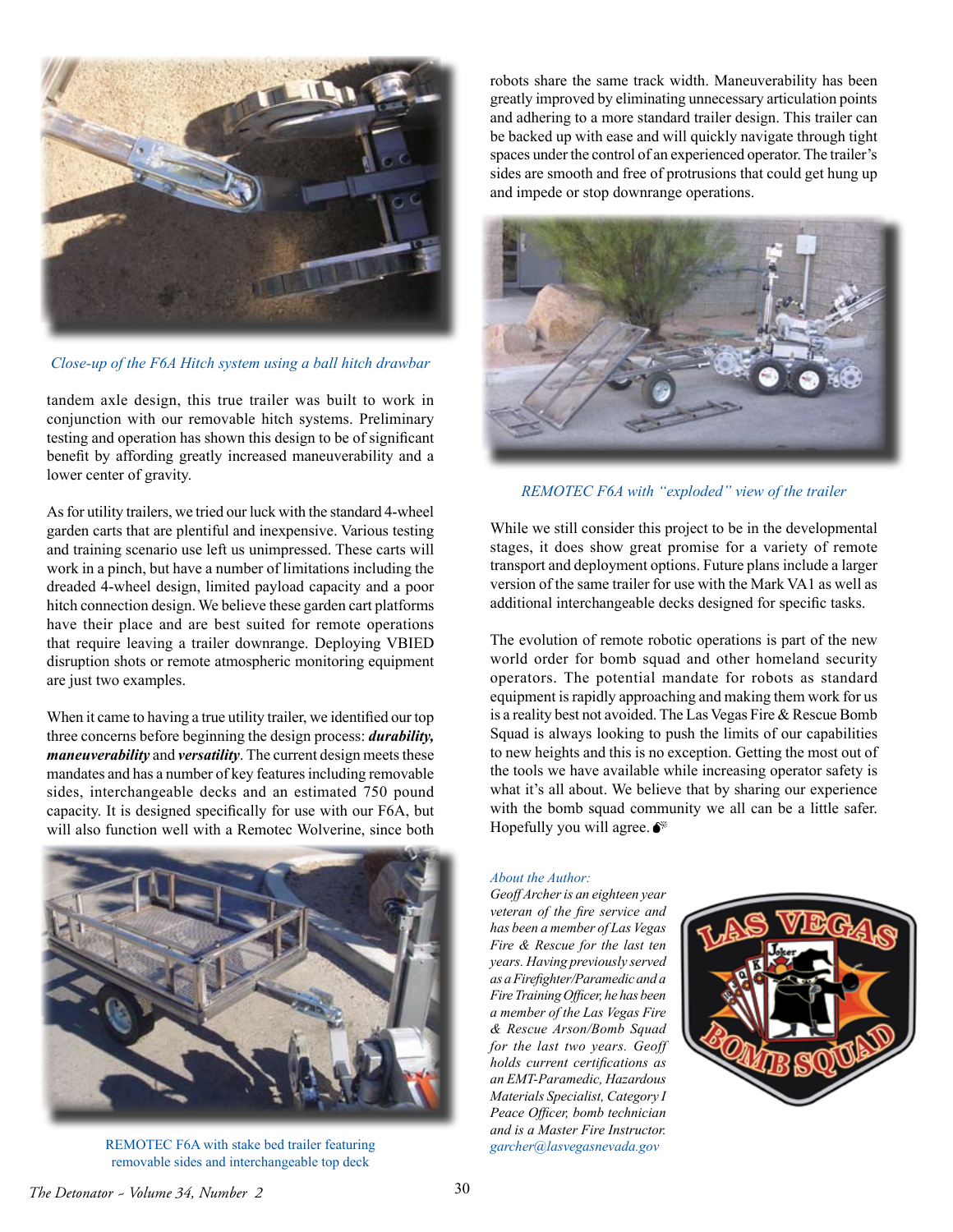*Close-up of the F6A Hitch system using a ball hitch drawbar*

tandem axle design, this true trailer was built to work in conjunction with our removable hitch systems. Preliminary testing and operation has shown this design to be of significant benefit by affording greatly increased maneuverability and a lower center of gravity.

As for utility trailers, we tried our luck with the standard 4-wheel garden carts that are plentiful and inexpensive. Various testing and training scenario use left us unimpressed. These carts will work in a pinch, but have a number of limitations including the dreaded 4-wheel design, limited payload capacity and a poor hitch connection design. We believe these garden cart platforms have their place and are best suited for remote operations that require leaving a trailer downrange. Deploying VBIED disruption shots or remote atmospheric monitoring equipment are just two examples.

When it came to having a true utility trailer, we identified our top three concerns before beginning the design process: ***durability, maneuverability*** and ***versatility***. The current design meets these mandates and has a number of key features including removable sides, interchangeable decks and an estimated 750 pound capacity. It is designed specifically for use with our F6A, but will also function well with a Remotec Wolverine, since both robots share the same track width. Maneuverability has been greatly improved by eliminating unnecessary articulation points and adhering to a more standard trailer design. This trailer can be backed up with ease and will quickly navigate through tight spaces under the control of an experienced operator. The trailer's sides are smooth and free of protrusions that could get hung up and impede or stop downrange operations.

REMOTEC F6A with stake bed trailer featuring removable sides and interchangeable top deck

*REMOTEC F6A with "exploded" view of the trailer*

While we still consider this project to be in the developmental stages, it does show great promise for a variety of remote transport and deployment options. Future plans include a larger version of the same trailer for use with the Mark VA1 as well as additional interchangeable decks designed for specific tasks.

The evolution of remote robotic operations is part of the new world order for bomb squad and other homeland security operators. The potential mandate for robots as standard equipment is rapidly approaching and making them work for us is a reality best not avoided. The Las Vegas Fire & Rescue Bomb Squad is always looking to push the limits of our capabilities to new heights and this is no exception. Getting the most out of the tools we have available while increasing operator safety is what it's all about. We believe that by sharing our experience with the bomb squad community we all can be a little safer. Hopefully you will agree.

*About the Author:*

*Geoff Archer is an eighteen year veteran of the fire service and has been a member of Las Vegas Fire & Rescue for the last ten years. Having previously served as a Firefighter/Paramedic and a Fire Training Officer, he has been a member of the Las Vegas Fire & Rescue Arson/Bomb Squad for the last two years. Geoff holds current certifications as an EMT-Paramedic, Hazardous Materials Specialist, Category I Peace Officer, bomb technician and is a Master Fire Instructor.*

*garcher@lasvegasnevada.gov*